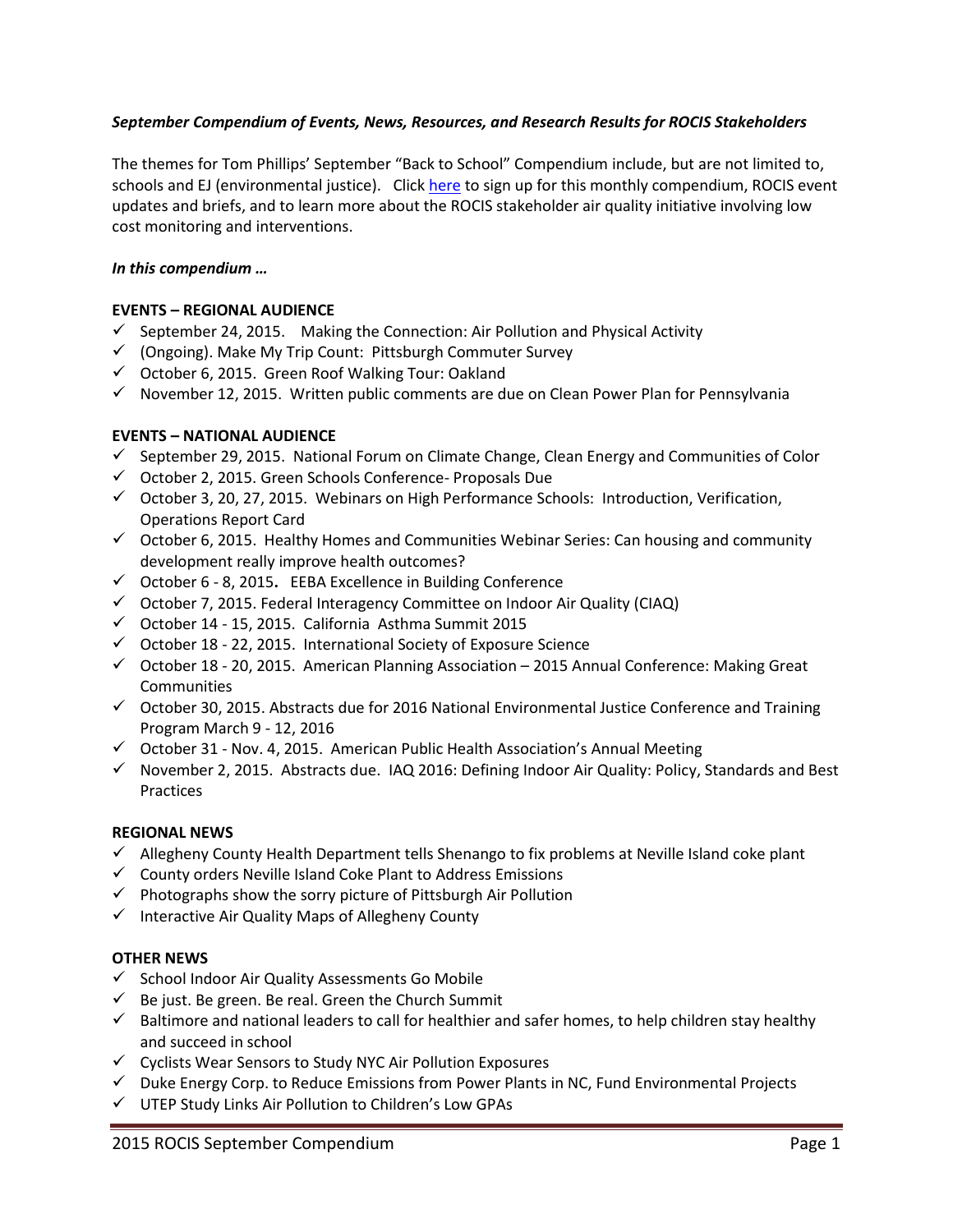***September Compendium of Events, News, Resources, and Research Results for ROCIS Stakeholders***

The themes for Tom Phillips' September "Back to School" Compendium include, but are not limited to, schools and EJ (environmental justice). Click [here]() to sign up for this monthly compendium, ROCIS event updates and briefs, and to learn more about the ROCIS stakeholder air quality initiative involving low cost monitoring and interventions.

***In this compendium …***

**EVENTS – REGIONAL AUDIENCE**

- ✓ September 24, 2015. Making the Connection: Air Pollution and Physical Activity
- ✓ (Ongoing). Make My Trip Count: Pittsburgh Commuter Survey
- ✓ October 6, 2015. Green Roof Walking Tour: Oakland
- ✓ November 12, 2015. Written public comments are due on Clean Power Plan for Pennsylvania

**EVENTS – NATIONAL AUDIENCE**

- ✓ September 29, 2015. National Forum on Climate Change, Clean Energy and Communities of Color
- ✓ October 2, 2015. Green Schools Conference- Proposals Due
- ✓ October 3, 20, 27, 2015. Webinars on High Performance Schools: Introduction, Verification, Operations Report Card
- ✓ October 6, 2015. Healthy Homes and Communities Webinar Series: Can housing and community development really improve health outcomes?
- ✓ October 6 - 8, 2015**.** EEBA Excellence in Building Conference
- ✓ October 7, 2015. Federal Interagency Committee on Indoor Air Quality (CIAQ)
- ✓ October 14 - 15, 2015. California Asthma Summit 2015
- ✓ October 18 - 22, 2015. International Society of Exposure Science
- ✓ October 18 - 20, 2015. American Planning Association – 2015 Annual Conference: Making Great Communities
- ✓ October 30, 2015. Abstracts due for 2016 National Environmental Justice Conference and Training Program March 9 - 12, 2016
- ✓ October 31 - Nov. 4, 2015. American Public Health Association's Annual Meeting
- ✓ November 2, 2015. Abstracts due. IAQ 2016: Defining Indoor Air Quality: Policy, Standards and Best Practices

**REGIONAL NEWS**

- ✓ Allegheny County Health Department tells Shenango to fix problems at Neville Island coke plant
- ✓ County orders Neville Island Coke Plant to Address Emissions
- ✓ Photographs show the sorry picture of Pittsburgh Air Pollution
- ✓ Interactive Air Quality Maps of Allegheny County

**OTHER NEWS**

- ✓ School Indoor Air Quality Assessments Go Mobile
- ✓ Be just. Be green. Be real. Green the Church Summit
- ✓ Baltimore and national leaders to call for healthier and safer homes, to help children stay healthy and succeed in school
- ✓ Cyclists Wear Sensors to Study NYC Air Pollution Exposures
- ✓ Duke Energy Corp. to Reduce Emissions from Power Plants in NC, Fund Environmental Projects
- ✓ UTEP Study Links Air Pollution to Children's Low GPAs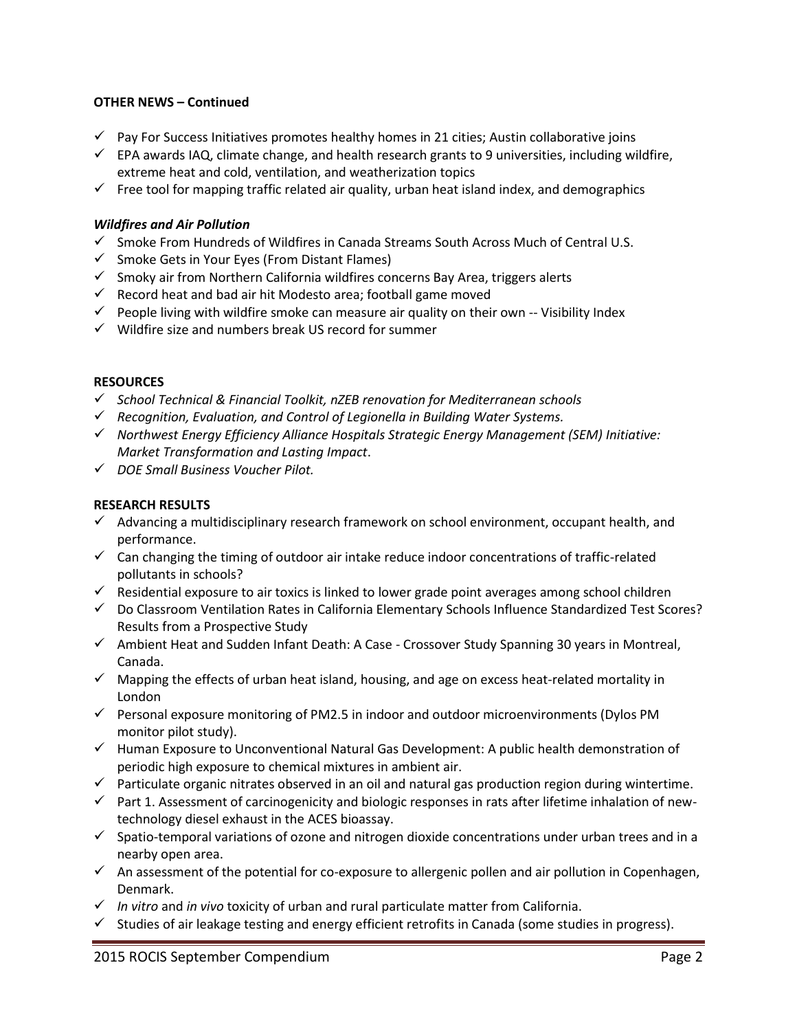**OTHER NEWS – Continued**

- ✓ Pay For Success Initiatives promotes healthy homes in 21 cities; Austin collaborative joins
- ✓ EPA awards IAQ, climate change, and health research grants to 9 universities, including wildfire, extreme heat and cold, ventilation, and weatherization topics
- ✓ Free tool for mapping traffic related air quality, urban heat island index, and demographics

***Wildfires and Air Pollution***

- ✓ Smoke From Hundreds of Wildfires in Canada Streams South Across Much of Central U.S.
- ✓ Smoke Gets in Your Eyes (From Distant Flames)
- ✓ Smoky air from Northern California wildfires concerns Bay Area, triggers alerts
- ✓ Record heat and bad air hit Modesto area; football game moved
- ✓ People living with wildfire smoke can measure air quality on their own -- Visibility Index
- ✓ Wildfire size and numbers break US record for summer

**RESOURCES**

- ✓ *School Technical & Financial Toolkit, nZEB renovation for Mediterranean schools*
- ✓ *Recognition, Evaluation, and Control of Legionella in Building Water Systems.*
- ✓ *Northwest Energy Efficiency Alliance Hospitals Strategic Energy Management (SEM) Initiative: Market Transformation and Lasting Impact*.
- ✓ *DOE Small Business Voucher Pilot.*

**RESEARCH RESULTS**

- ✓ Advancing a multidisciplinary research framework on school environment, occupant health, and performance.
- ✓ Can changing the timing of outdoor air intake reduce indoor concentrations of traffic-related pollutants in schools?
- ✓ Residential exposure to air toxics is linked to lower grade point averages among school children
- ✓ Do Classroom Ventilation Rates in California Elementary Schools Influence Standardized Test Scores? Results from a Prospective Study
- ✓ Ambient Heat and Sudden Infant Death: A Case - Crossover Study Spanning 30 years in Montreal, Canada.
- ✓ Mapping the effects of urban heat island, housing, and age on excess heat-related mortality in London
- ✓ Personal exposure monitoring of PM2.5 in indoor and outdoor microenvironments (Dylos PM monitor pilot study).
- ✓ Human Exposure to Unconventional Natural Gas Development: A public health demonstration of periodic high exposure to chemical mixtures in ambient air.
- ✓ Particulate organic nitrates observed in an oil and natural gas production region during wintertime.
- ✓ Part 1. Assessment of carcinogenicity and biologic responses in rats after lifetime inhalation of new-technology diesel exhaust in the ACES bioassay.
- ✓ Spatio-temporal variations of ozone and nitrogen dioxide concentrations under urban trees and in a nearby open area.
- ✓ An assessment of the potential for co-exposure to allergenic pollen and air pollution in Copenhagen, Denmark.
- ✓ *In vitro* and *in vivo* toxicity of urban and rural particulate matter from California.
- ✓ Studies of air leakage testing and energy efficient retrofits in Canada (some studies in progress).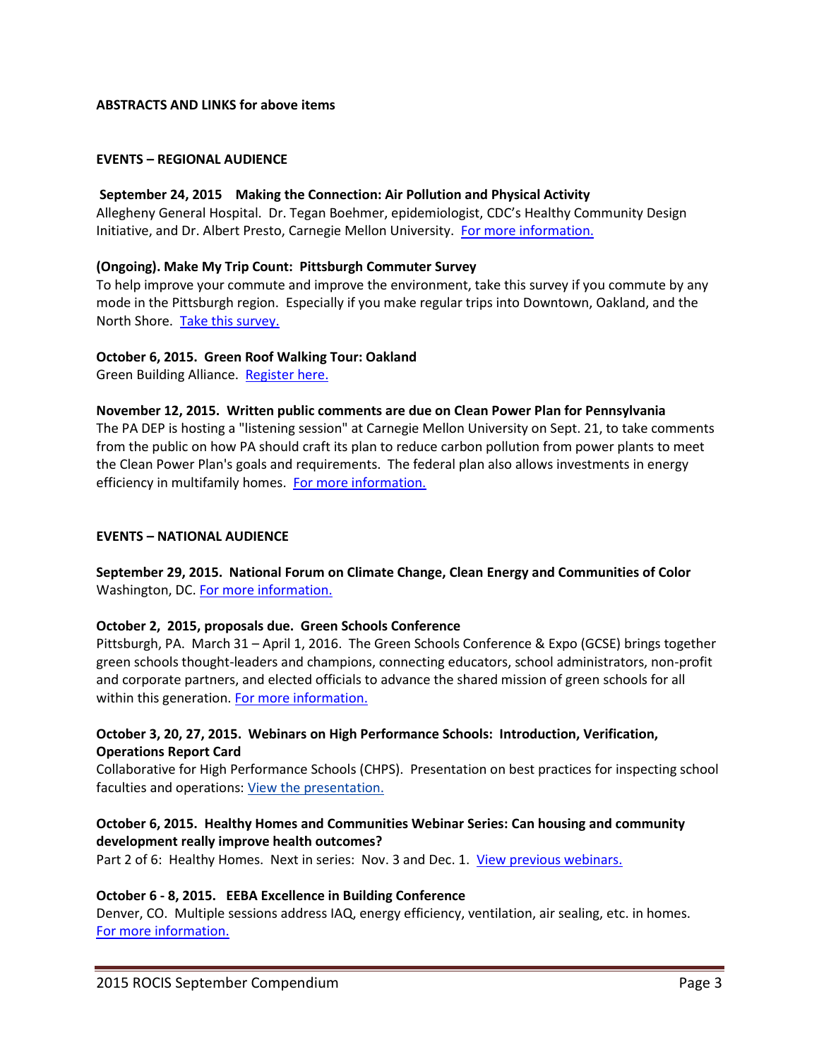**ABSTRACTS AND LINKS for above items**

**EVENTS – REGIONAL AUDIENCE**

**September 24, 2015 Making the Connection: Air Pollution and Physical Activity**
Allegheny General Hospital. Dr. Tegan Boehmer, epidemiologist, CDC's Healthy Community Design Initiative, and Dr. Albert Presto, Carnegie Mellon University. For more information.

**(Ongoing). Make My Trip Count: Pittsburgh Commuter Survey**
To help improve your commute and improve the environment, take this survey if you commute by any mode in the Pittsburgh region. Especially if you make regular trips into Downtown, Oakland, and the North Shore. Take this survey.

**October 6, 2015. Green Roof Walking Tour: Oakland**
Green Building Alliance. Register here.

**November 12, 2015. Written public comments are due on Clean Power Plan for Pennsylvania**
The PA DEP is hosting a "listening session" at Carnegie Mellon University on Sept. 21, to take comments from the public on how PA should craft its plan to reduce carbon pollution from power plants to meet the Clean Power Plan's goals and requirements. The federal plan also allows investments in energy efficiency in multifamily homes. For more information.

**EVENTS – NATIONAL AUDIENCE**

**September 29, 2015. National Forum on Climate Change, Clean Energy and Communities of Color**
Washington, DC. For more information.

**October 2, 2015, proposals due. Green Schools Conference**
Pittsburgh, PA. March 31 – April 1, 2016. The Green Schools Conference & Expo (GCSE) brings together green schools thought-leaders and champions, connecting educators, school administrators, non-profit and corporate partners, and elected officials to advance the shared mission of green schools for all within this generation. For more information.

**October 3, 20, 27, 2015. Webinars on High Performance Schools: Introduction, Verification, Operations Report Card**
Collaborative for High Performance Schools (CHPS). Presentation on best practices for inspecting school faculties and operations: View the presentation.

**October 6, 2015. Healthy Homes and Communities Webinar Series: Can housing and community development really improve health outcomes?**
Part 2 of 6: Healthy Homes. Next in series: Nov. 3 and Dec. 1. View previous webinars.

**October 6 - 8, 2015. EEBA Excellence in Building Conference**
Denver, CO. Multiple sessions address IAQ, energy efficiency, ventilation, air sealing, etc. in homes. For more information.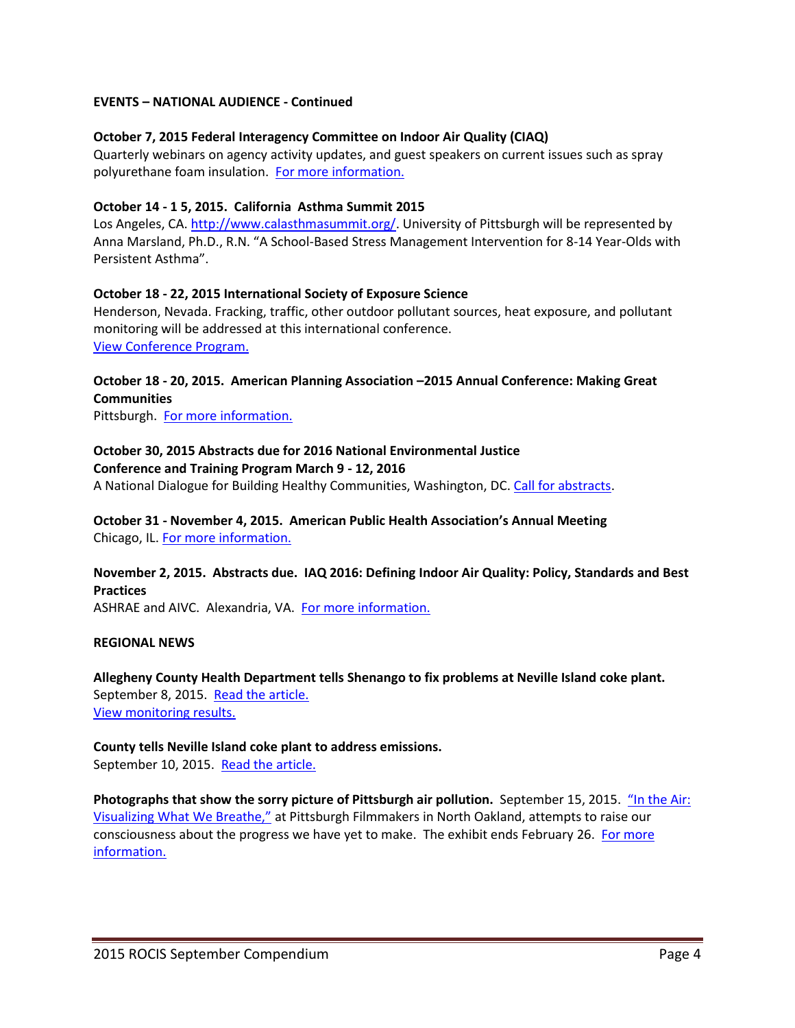**EVENTS – NATIONAL AUDIENCE - Continued**

**October 7, 2015 Federal Interagency Committee on Indoor Air Quality (CIAQ)**
Quarterly webinars on agency activity updates, and guest speakers on current issues such as spray polyurethane foam insulation. For more information.

**October 14 - 1 5, 2015. California Asthma Summit 2015**
Los Angeles, CA. http://www.calasthmasummit.org/. University of Pittsburgh will be represented by Anna Marsland, Ph.D., R.N. "A School-Based Stress Management Intervention for 8-14 Year-Olds with Persistent Asthma".

**October 18 - 22, 2015 International Society of Exposure Science**
Henderson, Nevada. Fracking, traffic, other outdoor pollutant sources, heat exposure, and pollutant monitoring will be addressed at this international conference.
View Conference Program.

**October 18 - 20, 2015. American Planning Association –2015 Annual Conference: Making Great Communities**
Pittsburgh. For more information.

**October 30, 2015 Abstracts due for 2016 National Environmental Justice Conference and Training Program March 9 - 12, 2016**
A National Dialogue for Building Healthy Communities, Washington, DC. Call for abstracts.

**October 31 - November 4, 2015. American Public Health Association's Annual Meeting**
Chicago, IL. For more information.

**November 2, 2015. Abstracts due. IAQ 2016: Defining Indoor Air Quality: Policy, Standards and Best Practices**
ASHRAE and AIVC. Alexandria, VA. For more information.

**REGIONAL NEWS**

**Allegheny County Health Department tells Shenango to fix problems at Neville Island coke plant.**
September 8, 2015. Read the article.
View monitoring results.

**County tells Neville Island coke plant to address emissions.**
September 10, 2015. Read the article.

**Photographs that show the sorry picture of Pittsburgh air pollution.** September 15, 2015. "In the Air: Visualizing What We Breathe," at Pittsburgh Filmmakers in North Oakland, attempts to raise our consciousness about the progress we have yet to make. The exhibit ends February 26. For more information.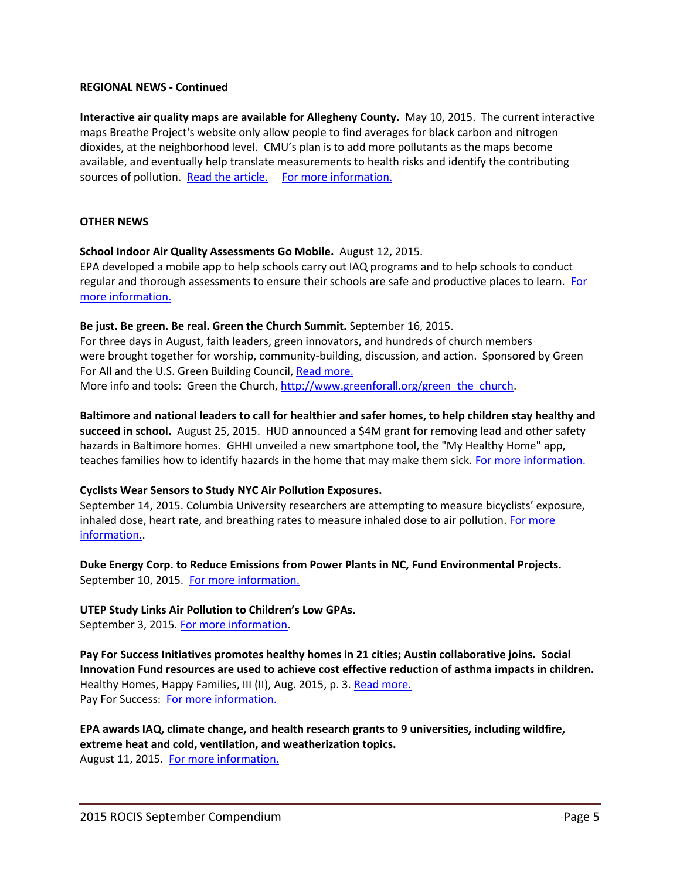**REGIONAL NEWS - Continued**

**Interactive air quality maps are available for Allegheny County.** May 10, 2015. The current interactive maps Breathe Project's website only allow people to find averages for black carbon and nitrogen dioxides, at the neighborhood level. CMU's plan is to add more pollutants as the maps become available, and eventually help translate measurements to health risks and identify the contributing sources of pollution. Read the article. For more information.

**OTHER NEWS**

**School Indoor Air Quality Assessments Go Mobile.** August 12, 2015.
EPA developed a mobile app to help schools carry out IAQ programs and to help schools to conduct regular and thorough assessments to ensure their schools are safe and productive places to learn. For more information.

**Be just. Be green. Be real. Green the Church Summit.** September 16, 2015.
For three days in August, faith leaders, green innovators, and hundreds of church members were brought together for worship, community-building, discussion, and action. Sponsored by Green For All and the U.S. Green Building Council, Read more.
More info and tools: Green the Church, http://www.greenforall.org/green_the_church.

**Baltimore and national leaders to call for healthier and safer homes, to help children stay healthy and succeed in school.** August 25, 2015. HUD announced a $4M grant for removing lead and other safety hazards in Baltimore homes. GHHI unveiled a new smartphone tool, the "My Healthy Home" app, teaches families how to identify hazards in the home that may make them sick. For more information.

**Cyclists Wear Sensors to Study NYC Air Pollution Exposures.**
September 14, 2015. Columbia University researchers are attempting to measure bicyclists' exposure, inhaled dose, heart rate, and breathing rates to measure inhaled dose to air pollution. For more information..

**Duke Energy Corp. to Reduce Emissions from Power Plants in NC, Fund Environmental Projects.**
September 10, 2015. For more information.

**UTEP Study Links Air Pollution to Children's Low GPAs.**
September 3, 2015. For more information.

**Pay For Success Initiatives promotes healthy homes in 21 cities; Austin collaborative joins. Social Innovation Fund resources are used to achieve cost effective reduction of asthma impacts in children.**
Healthy Homes, Happy Families, III (II), Aug. 2015, p. 3. Read more.
Pay For Success: For more information.

**EPA awards IAQ, climate change, and health research grants to 9 universities, including wildfire, extreme heat and cold, ventilation, and weatherization topics.**
August 11, 2015. For more information.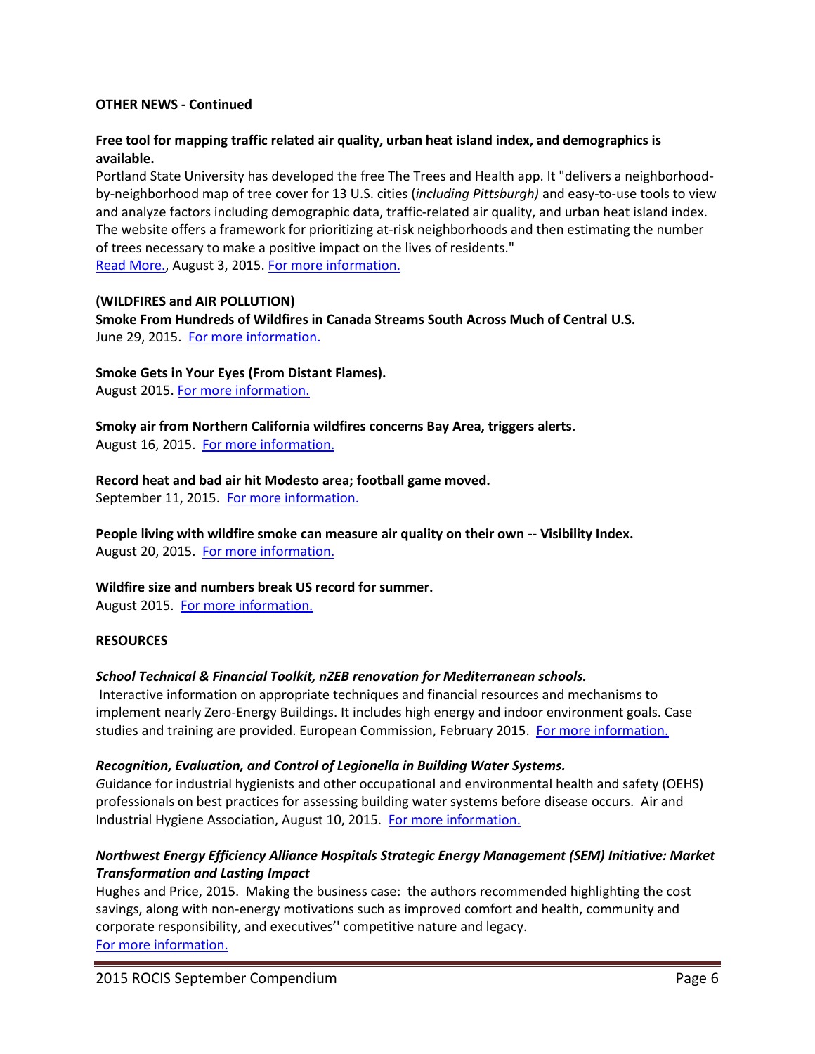**OTHER NEWS - Continued**

**Free tool for mapping traffic related air quality, urban heat island index, and demographics is available.**

Portland State University has developed the free The Trees and Health app. It "delivers a neighborhood-by-neighborhood map of tree cover for 13 U.S. cities (*including Pittsburgh)* and easy-to-use tools to view and analyze factors including demographic data, traffic-related air quality, and urban heat island index. The website offers a framework for prioritizing at-risk neighborhoods and then estimating the number of trees necessary to make a positive impact on the lives of residents."
Read More., August 3, 2015. For more information.

**(WILDFIRES and AIR POLLUTION)**

**Smoke From Hundreds of Wildfires in Canada Streams South Across Much of Central U.S.**
June 29, 2015. For more information.

**Smoke Gets in Your Eyes (From Distant Flames).**
August 2015. For more information.

**Smoky air from Northern California wildfires concerns Bay Area, triggers alerts.**
August 16, 2015. For more information.

**Record heat and bad air hit Modesto area; football game moved.**
September 11, 2015. For more information.

**People living with wildfire smoke can measure air quality on their own -- Visibility Index.**
August 20, 2015. For more information.

**Wildfire size and numbers break US record for summer.**
August 2015. For more information.

**RESOURCES**

***School Technical & Financial Toolkit, nZEB renovation for Mediterranean schools.***
Interactive information on appropriate techniques and financial resources and mechanisms to implement nearly Zero-Energy Buildings. It includes high energy and indoor environment goals. Case studies and training are provided. European Commission, February 2015. For more information.

***Recognition, Evaluation, and Control of Legionella in Building Water Systems.***
*G*uidance for industrial hygienists and other occupational and environmental health and safety (OEHS) professionals on best practices for assessing building water systems before disease occurs. Air and Industrial Hygiene Association, August 10, 2015. For more information.

***Northwest Energy Efficiency Alliance Hospitals Strategic Energy Management (SEM) Initiative: Market Transformation and Lasting Impact***
Hughes and Price, 2015. Making the business case: the authors recommended highlighting the cost savings, along with non-energy motivations such as improved comfort and health, community and corporate responsibility, and executives'' competitive nature and legacy.
For more information.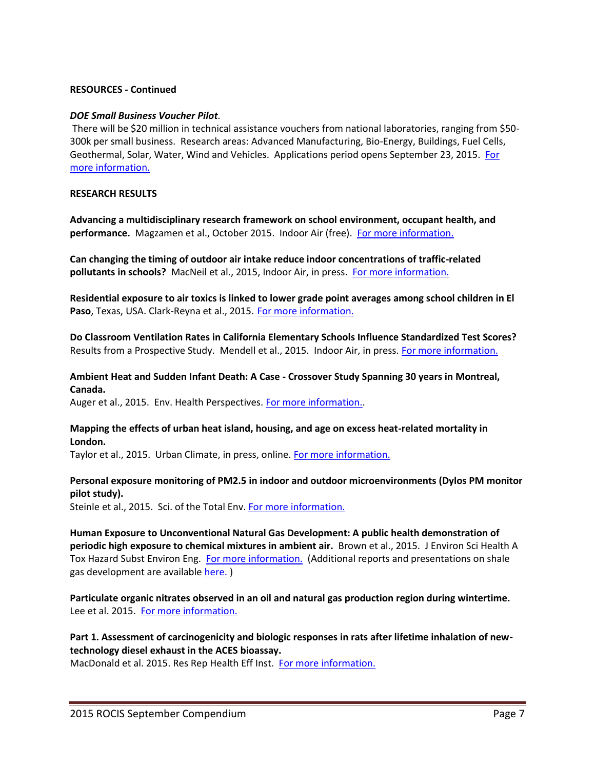**RESOURCES - Continued**

***DOE Small Business Voucher Pilot**.*

There will be $20 million in technical assistance vouchers from national laboratories, ranging from $50-300k per small business. Research areas: Advanced Manufacturing, Bio-Energy, Buildings, Fuel Cells, Geothermal, Solar, Water, Wind and Vehicles. Applications period opens September 23, 2015. For more information.

**RESEARCH RESULTS**

**Advancing a multidisciplinary research framework on school environment, occupant health, and performance.** Magzamen et al., October 2015. Indoor Air (free). For more information.

**Can changing the timing of outdoor air intake reduce indoor concentrations of traffic-related pollutants in schools?** MacNeil et al., 2015, Indoor Air, in press. For more information.

**Residential exposure to air toxics is linked to lower grade point averages among school children in El Paso**, Texas, USA. Clark-Reyna et al., 2015. For more information.

**Do Classroom Ventilation Rates in California Elementary Schools Influence Standardized Test Scores?** Results from a Prospective Study. Mendell et al., 2015. Indoor Air, in press. For more information.

**Ambient Heat and Sudden Infant Death: A Case - Crossover Study Spanning 30 years in Montreal, Canada.**
Auger et al., 2015. Env. Health Perspectives. For more information..

**Mapping the effects of urban heat island, housing, and age on excess heat-related mortality in London.**
Taylor et al., 2015. Urban Climate, in press, online. For more information.

**Personal exposure monitoring of PM2.5 in indoor and outdoor microenvironments (Dylos PM monitor pilot study).**
Steinle et al., 2015. Sci. of the Total Env. For more information.

**Human Exposure to Unconventional Natural Gas Development: A public health demonstration of periodic high exposure to chemical mixtures in ambient air.** Brown et al., 2015. J Environ Sci Health A Tox Hazard Subst Environ Eng. For more information. (Additional reports and presentations on shale gas development are available here. )

**Particulate organic nitrates observed in an oil and natural gas production region during wintertime.** Lee et al. 2015. For more information.

**Part 1. Assessment of carcinogenicity and biologic responses in rats after lifetime inhalation of new-technology diesel exhaust in the ACES bioassay.**
MacDonald et al. 2015. Res Rep Health Eff Inst. For more information.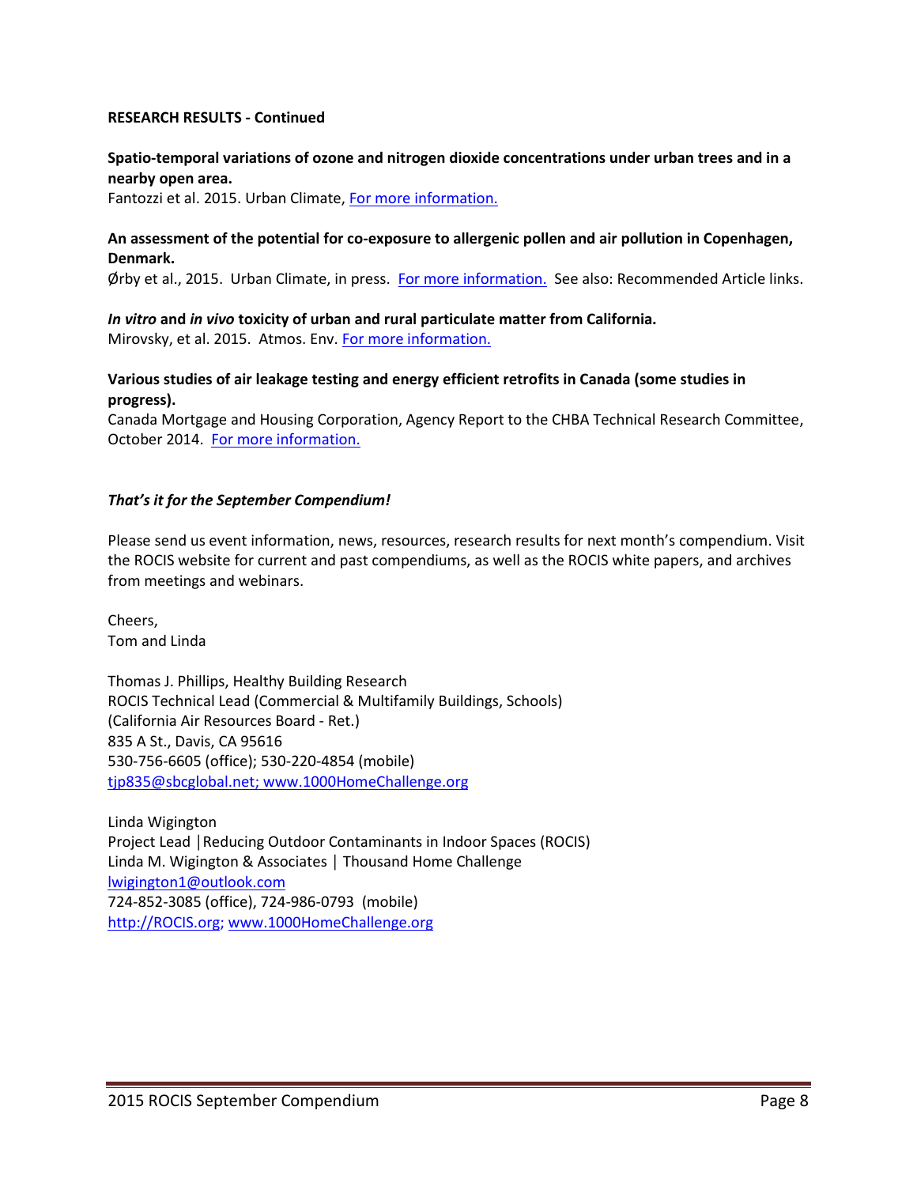**RESEARCH RESULTS - Continued**

**Spatio-temporal variations of ozone and nitrogen dioxide concentrations under urban trees and in a nearby open area.**
Fantozzi et al. 2015. Urban Climate, For more information.

**An assessment of the potential for co-exposure to allergenic pollen and air pollution in Copenhagen, Denmark.**
Ørby et al., 2015. Urban Climate, in press. For more information. See also: Recommended Article links.

***In vitro* and *in vivo* toxicity of urban and rural particulate matter from California.**
Mirovsky, et al. 2015. Atmos. Env. For more information.

**Various studies of air leakage testing and energy efficient retrofits in Canada (some studies in progress).**
Canada Mortgage and Housing Corporation, Agency Report to the CHBA Technical Research Committee, October 2014. For more information.

***That's it for the September Compendium!***

Please send us event information, news, resources, research results for next month's compendium. Visit the ROCIS website for current and past compendiums, as well as the ROCIS white papers, and archives from meetings and webinars.

Cheers,
Tom and Linda

Thomas J. Phillips, Healthy Building Research
ROCIS Technical Lead (Commercial & Multifamily Buildings, Schools)
(California Air Resources Board - Ret.)
835 A St., Davis, CA 95616
530-756-6605 (office); 530-220-4854 (mobile)
tjp835@sbcglobal.net; www.1000HomeChallenge.org

Linda Wigington
Project Lead │Reducing Outdoor Contaminants in Indoor Spaces (ROCIS)
Linda M. Wigington & Associates │ Thousand Home Challenge
lwigington1@outlook.com
724-852-3085 (office), 724-986-0793 (mobile)
http://ROCIS.org; www.1000HomeChallenge.org